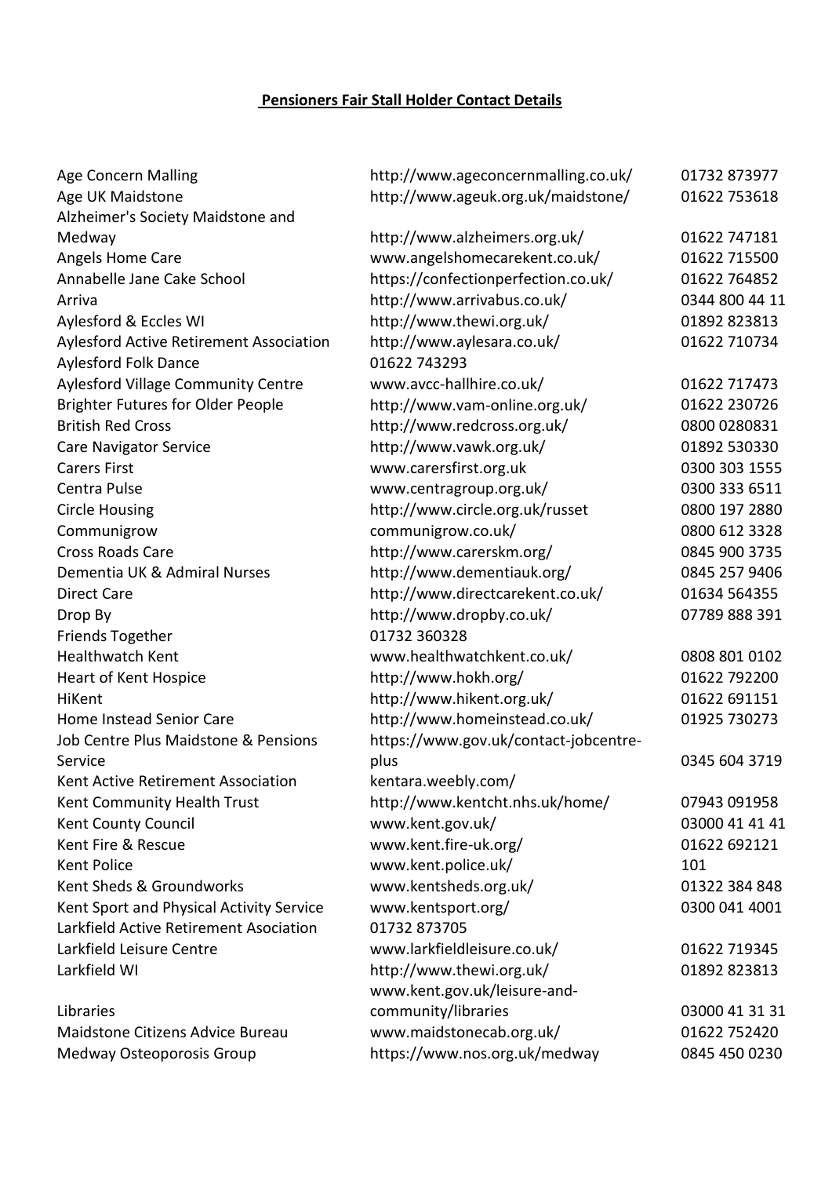**Pensioners Fair Stall Holder Contact Details**

| | | |
|---|---|---|
| Age Concern Malling | http://www.ageconcernmalling.co.uk/ | 01732 873977 |
| Age UK Maidstone | http://www.ageuk.org.uk/maidstone/ | 01622 753618 |
| Alzheimer's Society Maidstone and Medway | http://www.alzheimers.org.uk/ | 01622 747181 |
| Angels Home Care | www.angelshomecarekent.co.uk/ | 01622 715500 |
| Annabelle Jane Cake School | https://confectionperfection.co.uk/ | 01622 764852 |
| Arriva | http://www.arrivabus.co.uk/ | 0344 800 44 11 |
| Aylesford & Eccles WI | http://www.thewi.org.uk/ | 01892 823813 |
| Aylesford Active Retirement Association | http://www.aylesara.co.uk/ | 01622 710734 |
| Aylesford Folk Dance | 01622 743293 | |
| Aylesford Village Community Centre | www.avcc-hallhire.co.uk/ | 01622 717473 |
| Brighter Futures for Older People | http://www.vam-online.org.uk/ | 01622 230726 |
| British Red Cross | http://www.redcross.org.uk/ | 0800 0280831 |
| Care Navigator Service | http://www.vawk.org.uk/ | 01892 530330 |
| Carers First | www.carersfirst.org.uk | 0300 303 1555 |
| Centra Pulse | www.centragroup.org.uk/ | 0300 333 6511 |
| Circle Housing | http://www.circle.org.uk/russet | 0800 197 2880 |
| Communigrow | communigrow.co.uk/ | 0800 612 3328 |
| Cross Roads Care | http://www.carerskm.org/ | 0845 900 3735 |
| Dementia UK & Admiral Nurses | http://www.dementiauk.org/ | 0845 257 9406 |
| Direct Care | http://www.directcarekent.co.uk/ | 01634 564355 |
| Drop By | http://www.dropby.co.uk/ | 07789 888 391 |
| Friends Together | 01732 360328 | |
| Healthwatch Kent | www.healthwatchkent.co.uk/ | 0808 801 0102 |
| Heart of Kent Hospice | http://www.hokh.org/ | 01622 792200 |
| HiKent | http://www.hikent.org.uk/ | 01622 691151 |
| Home Instead Senior Care | http://www.homeinstead.co.uk/ | 01925 730273 |
| Job Centre Plus Maidstone & Pensions Service | https://www.gov.uk/contact-jobcentre-plus | 0345 604 3719 |
| Kent Active Retirement Association | kentara.weebly.com/ | |
| Kent Community Health Trust | http://www.kentcht.nhs.uk/home/ | 07943 091958 |
| Kent County Council | www.kent.gov.uk/ | 03000 41 41 41 |
| Kent Fire & Rescue | www.kent.fire-uk.org/ | 01622 692121 |
| Kent Police | www.kent.police.uk/ | 101 |
| Kent Sheds & Groundworks | www.kentsheds.org.uk/ | 01322 384 848 |
| Kent Sport and Physical Activity Service | www.kentsport.org/ | 0300 041 4001 |
| Larkfield Active Retirement Asociation | 01732 873705 | |
| Larkfield Leisure Centre | www.larkfieldleisure.co.uk/ | 01622 719345 |
| Larkfield WI | http://www.thewi.org.uk/ | 01892 823813 |
| Libraries | www.kent.gov.uk/leisure-and-community/libraries | 03000 41 31 31 |
| Maidstone Citizens Advice Bureau | www.maidstonecab.org.uk/ | 01622 752420 |
| Medway Osteoporosis Group | https://www.nos.org.uk/medway | 0845 450 0230 |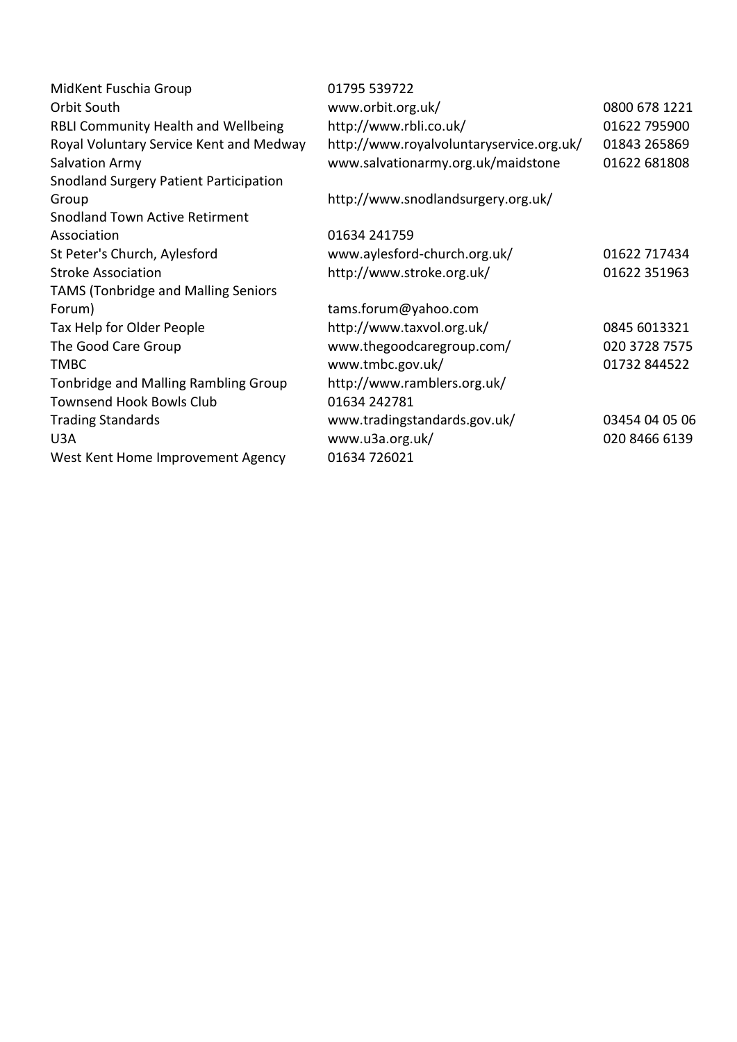| | | |
|---|---|---|
| MidKent Fuschia Group | 01795 539722 | |
| Orbit South | www.orbit.org.uk/ | 0800 678 1221 |
| RBLI Community Health and Wellbeing | http://www.rbli.co.uk/ | 01622 795900 |
| Royal Voluntary Service Kent and Medway | http://www.royalvoluntaryservice.org.uk/ | 01843 265869 |
| Salvation Army | www.salvationarmy.org.uk/maidstone | 01622 681808 |
| Snodland Surgery Patient Participation Group | http://www.snodlandsurgery.org.uk/ | |
| Snodland Town Active Retirment Association | 01634 241759 | |
| St Peter's Church, Aylesford | www.aylesford-church.org.uk/ | 01622 717434 |
| Stroke Association | http://www.stroke.org.uk/ | 01622 351963 |
| TAMS (Tonbridge and Malling Seniors Forum) | tams.forum@yahoo.com | |
| Tax Help for Older People | http://www.taxvol.org.uk/ | 0845 6013321 |
| The Good Care Group | www.thegoodcaregroup.com/ | 020 3728 7575 |
| TMBC | www.tmbc.gov.uk/ | 01732 844522 |
| Tonbridge and Malling Rambling Group | http://www.ramblers.org.uk/ | |
| Townsend Hook Bowls Club | 01634 242781 | |
| Trading Standards | www.tradingstandards.gov.uk/ | 03454 04 05 06 |
| U3A | www.u3a.org.uk/ | 020 8466 6139 |
| West Kent Home Improvement Agency | 01634 726021 | |